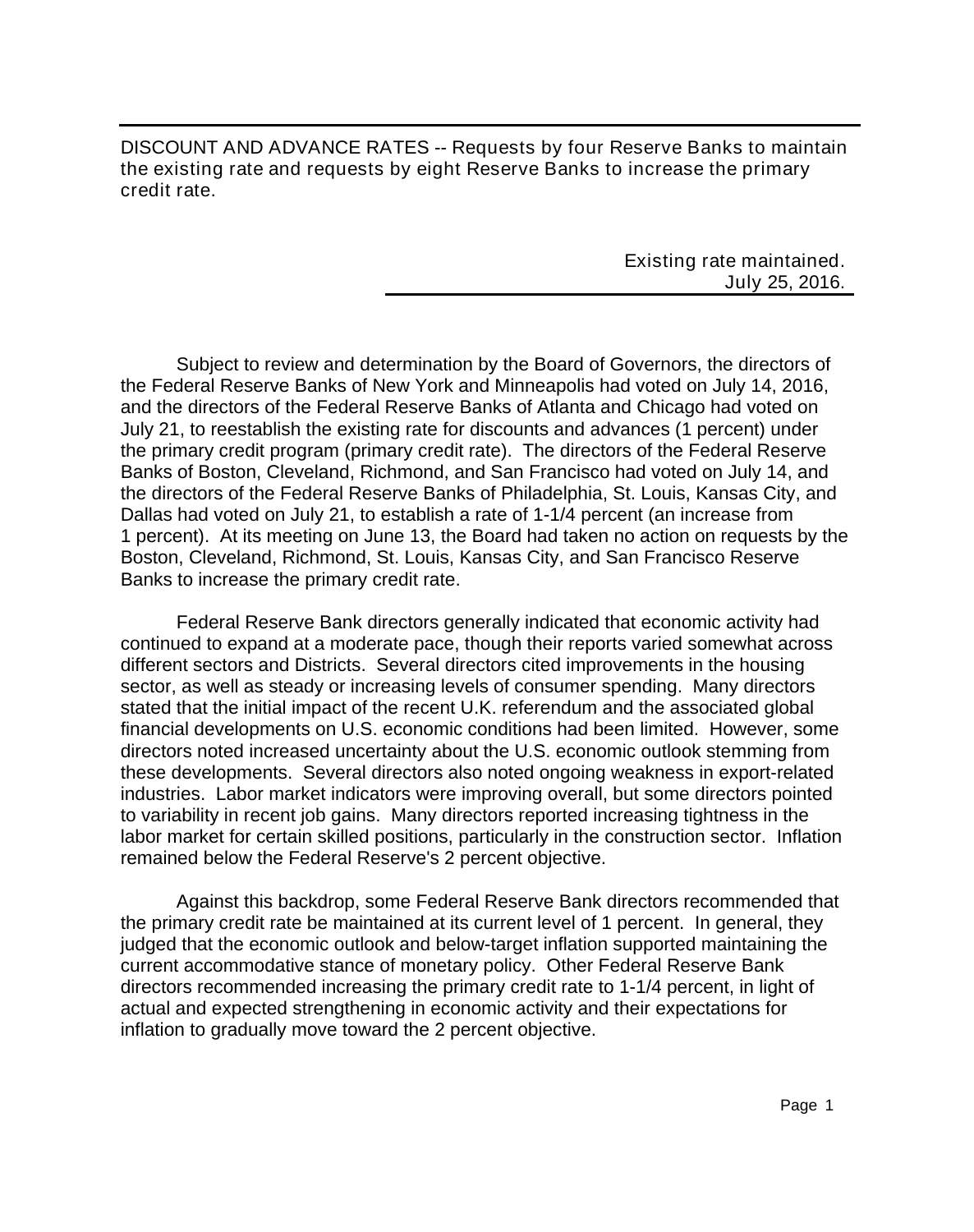DISCOUNT AND ADVANCE RATES -- Requests by four Reserve Banks to maintain the existing rate and requests by eight Reserve Banks to increase the primary credit rate.

Existing rate maintained.
July 25, 2016.

Subject to review and determination by the Board of Governors, the directors of the Federal Reserve Banks of New York and Minneapolis had voted on July 14, 2016, and the directors of the Federal Reserve Banks of Atlanta and Chicago had voted on July 21, to reestablish the existing rate for discounts and advances (1 percent) under the primary credit program (primary credit rate). The directors of the Federal Reserve Banks of Boston, Cleveland, Richmond, and San Francisco had voted on July 14, and the directors of the Federal Reserve Banks of Philadelphia, St. Louis, Kansas City, and Dallas had voted on July 21, to establish a rate of 1-1/4 percent (an increase from 1 percent). At its meeting on June 13, the Board had taken no action on requests by the Boston, Cleveland, Richmond, St. Louis, Kansas City, and San Francisco Reserve Banks to increase the primary credit rate.

Federal Reserve Bank directors generally indicated that economic activity had continued to expand at a moderate pace, though their reports varied somewhat across different sectors and Districts. Several directors cited improvements in the housing sector, as well as steady or increasing levels of consumer spending. Many directors stated that the initial impact of the recent U.K. referendum and the associated global financial developments on U.S. economic conditions had been limited. However, some directors noted increased uncertainty about the U.S. economic outlook stemming from these developments. Several directors also noted ongoing weakness in export-related industries. Labor market indicators were improving overall, but some directors pointed to variability in recent job gains. Many directors reported increasing tightness in the labor market for certain skilled positions, particularly in the construction sector. Inflation remained below the Federal Reserve's 2 percent objective.

Against this backdrop, some Federal Reserve Bank directors recommended that the primary credit rate be maintained at its current level of 1 percent. In general, they judged that the economic outlook and below-target inflation supported maintaining the current accommodative stance of monetary policy. Other Federal Reserve Bank directors recommended increasing the primary credit rate to 1-1/4 percent, in light of actual and expected strengthening in economic activity and their expectations for inflation to gradually move toward the 2 percent objective.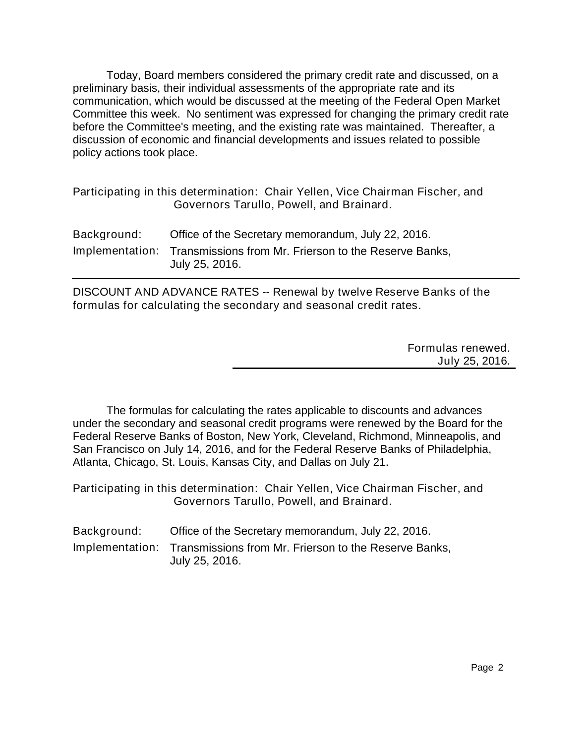Today, Board members considered the primary credit rate and discussed, on a preliminary basis, their individual assessments of the appropriate rate and its communication, which would be discussed at the meeting of the Federal Open Market Committee this week. No sentiment was expressed for changing the primary credit rate before the Committee's meeting, and the existing rate was maintained. Thereafter, a discussion of economic and financial developments and issues related to possible policy actions took place.

Participating in this determination: Chair Yellen, Vice Chairman Fischer, and Governors Tarullo, Powell, and Brainard.

Background: Office of the Secretary memorandum, July 22, 2016.

Implementation: Transmissions from Mr. Frierson to the Reserve Banks, July 25, 2016.

---

DISCOUNT AND ADVANCE RATES -- Renewal by twelve Reserve Banks of the formulas for calculating the secondary and seasonal credit rates.

Formulas renewed.
July 25, 2016.

The formulas for calculating the rates applicable to discounts and advances under the secondary and seasonal credit programs were renewed by the Board for the Federal Reserve Banks of Boston, New York, Cleveland, Richmond, Minneapolis, and San Francisco on July 14, 2016, and for the Federal Reserve Banks of Philadelphia, Atlanta, Chicago, St. Louis, Kansas City, and Dallas on July 21.

Participating in this determination: Chair Yellen, Vice Chairman Fischer, and Governors Tarullo, Powell, and Brainard.

Background: Office of the Secretary memorandum, July 22, 2016.

Implementation: Transmissions from Mr. Frierson to the Reserve Banks, July 25, 2016.